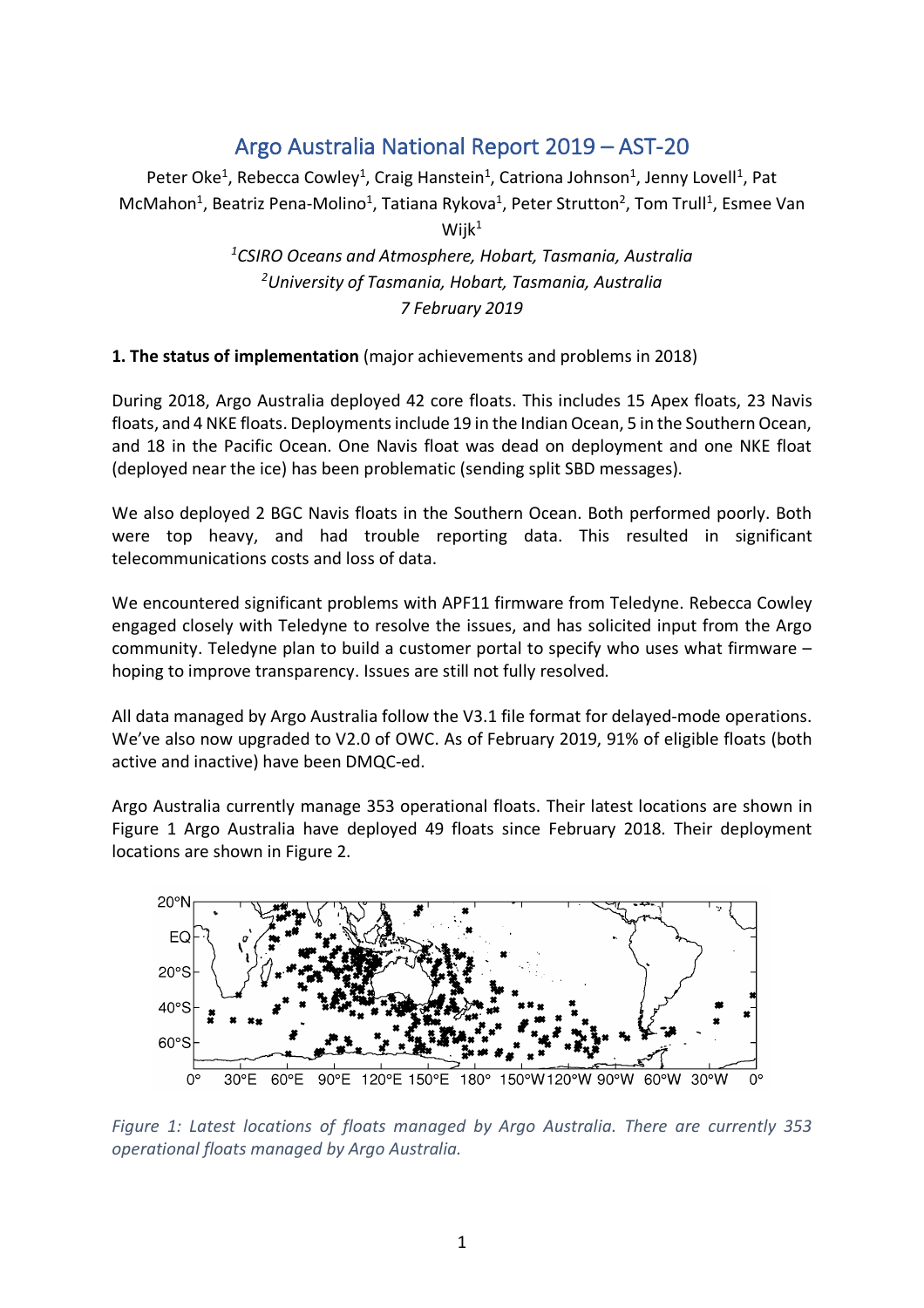# Argo Australia National Report 2019 – AST-20

Peter Oke[1], Rebecca Cowley[1], Craig Hanstein[1], Catriona Johnson[1], Jenny Lovell[1], Pat McMahon[1], Beatriz Pena-Molino[1], Tatiana Rykova[1], Peter Strutton[2], Tom Trull[1], Esmee Van Wijk[1]

[1]*CSIRO Oceans and Atmosphere, Hobart, Tasmania, Australia*

[2]*University of Tasmania, Hobart, Tasmania, Australia*

*7 February 2019*

**1. The status of implementation** (major achievements and problems in 2018)

During 2018, Argo Australia deployed 42 core floats. This includes 15 Apex floats, 23 Navis floats, and 4 NKE floats. Deployments include 19 in the Indian Ocean, 5 in the Southern Ocean, and 18 in the Pacific Ocean. One Navis float was dead on deployment and one NKE float (deployed near the ice) has been problematic (sending split SBD messages).

We also deployed 2 BGC Navis floats in the Southern Ocean. Both performed poorly. Both were top heavy, and had trouble reporting data. This resulted in significant telecommunications costs and loss of data.

We encountered significant problems with APF11 firmware from Teledyne. Rebecca Cowley engaged closely with Teledyne to resolve the issues, and has solicited input from the Argo community. Teledyne plan to build a customer portal to specify who uses what firmware – hoping to improve transparency. Issues are still not fully resolved.

All data managed by Argo Australia follow the V3.1 file format for delayed-mode operations. We've also now upgraded to V2.0 of OWC. As of February 2019, 91% of eligible floats (both active and inactive) have been DMQC-ed.

Argo Australia currently manage 353 operational floats. Their latest locations are shown in Figure 1 Argo Australia have deployed 49 floats since February 2018. Their deployment locations are shown in Figure 2.

*Figure 1: Latest locations of floats managed by Argo Australia. There are currently 353 operational floats managed by Argo Australia.*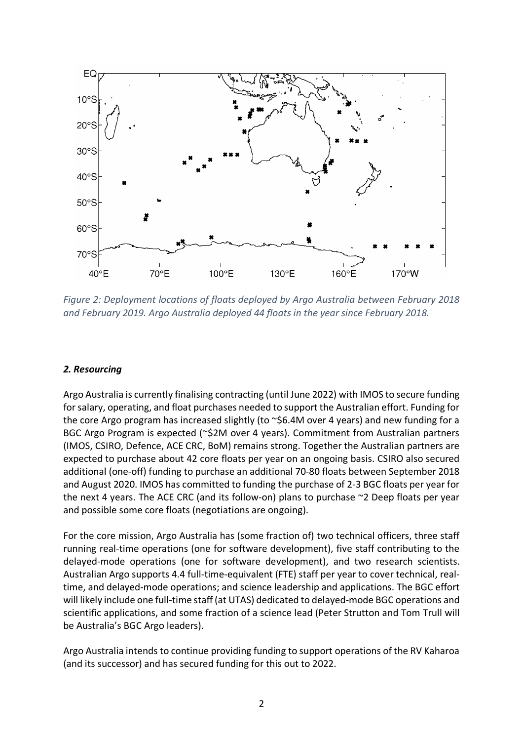*Figure 2: Deployment locations of floats deployed by Argo Australia between February 2018 and February 2019. Argo Australia deployed 44 floats in the year since February 2018.*

### *2. Resourcing*

Argo Australia is currently finalising contracting (until June 2022) with IMOS to secure funding for salary, operating, and float purchases needed to support the Australian effort. Funding for the core Argo program has increased slightly (to ~$6.4M over 4 years) and new funding for a BGC Argo Program is expected (~$2M over 4 years). Commitment from Australian partners (IMOS, CSIRO, Defence, ACE CRC, BoM) remains strong. Together the Australian partners are expected to purchase about 42 core floats per year on an ongoing basis. CSIRO also secured additional (one-off) funding to purchase an additional 70-80 floats between September 2018 and August 2020. IMOS has committed to funding the purchase of 2-3 BGC floats per year for the next 4 years. The ACE CRC (and its follow-on) plans to purchase ~2 Deep floats per year and possible some core floats (negotiations are ongoing).

For the core mission, Argo Australia has (some fraction of) two technical officers, three staff running real-time operations (one for software development), five staff contributing to the delayed-mode operations (one for software development), and two research scientists. Australian Argo supports 4.4 full-time-equivalent (FTE) staff per year to cover technical, real-time, and delayed-mode operations; and science leadership and applications. The BGC effort will likely include one full-time staff (at UTAS) dedicated to delayed-mode BGC operations and scientific applications, and some fraction of a science lead (Peter Strutton and Tom Trull will be Australia's BGC Argo leaders).

Argo Australia intends to continue providing funding to support operations of the RV Kaharoa (and its successor) and has secured funding for this out to 2022.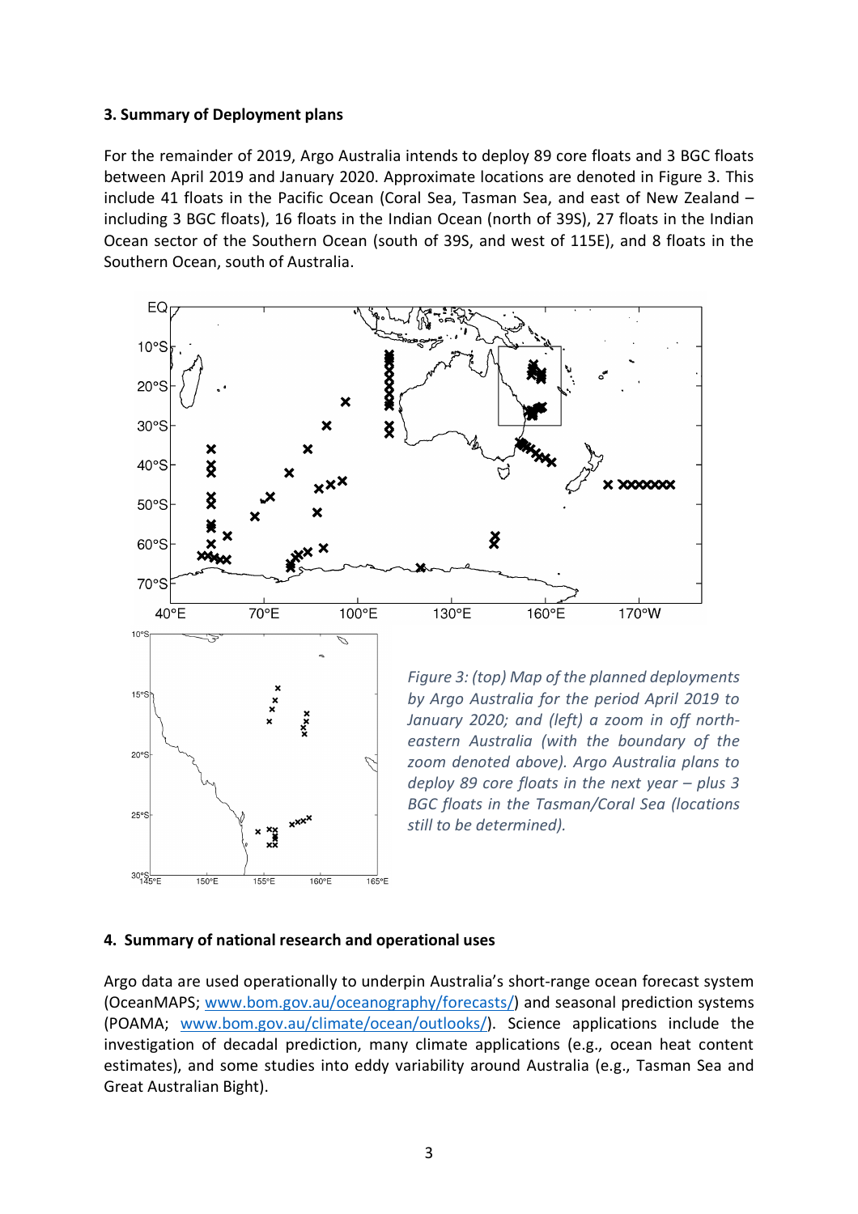### 3. Summary of Deployment plans

For the remainder of 2019, Argo Australia intends to deploy 89 core floats and 3 BGC floats between April 2019 and January 2020. Approximate locations are denoted in Figure 3. This include 41 floats in the Pacific Ocean (Coral Sea, Tasman Sea, and east of New Zealand – including 3 BGC floats), 16 floats in the Indian Ocean (north of 39S), 27 floats in the Indian Ocean sector of the Southern Ocean (south of 39S, and west of 115E), and 8 floats in the Southern Ocean, south of Australia.

*Figure 3: (top) Map of the planned deployments by Argo Australia for the period April 2019 to January 2020; and (left) a zoom in off north-eastern Australia (with the boundary of the zoom denoted above). Argo Australia plans to deploy 89 core floats in the next year – plus 3 BGC floats in the Tasman/Coral Sea (locations still to be determined).*

### 4. Summary of national research and operational uses

Argo data are used operationally to underpin Australia's short-range ocean forecast system (OceanMAPS; www.bom.gov.au/oceanography/forecasts/) and seasonal prediction systems (POAMA; www.bom.gov.au/climate/ocean/outlooks/). Science applications include the investigation of decadal prediction, many climate applications (e.g., ocean heat content estimates), and some studies into eddy variability around Australia (e.g., Tasman Sea and Great Australian Bight).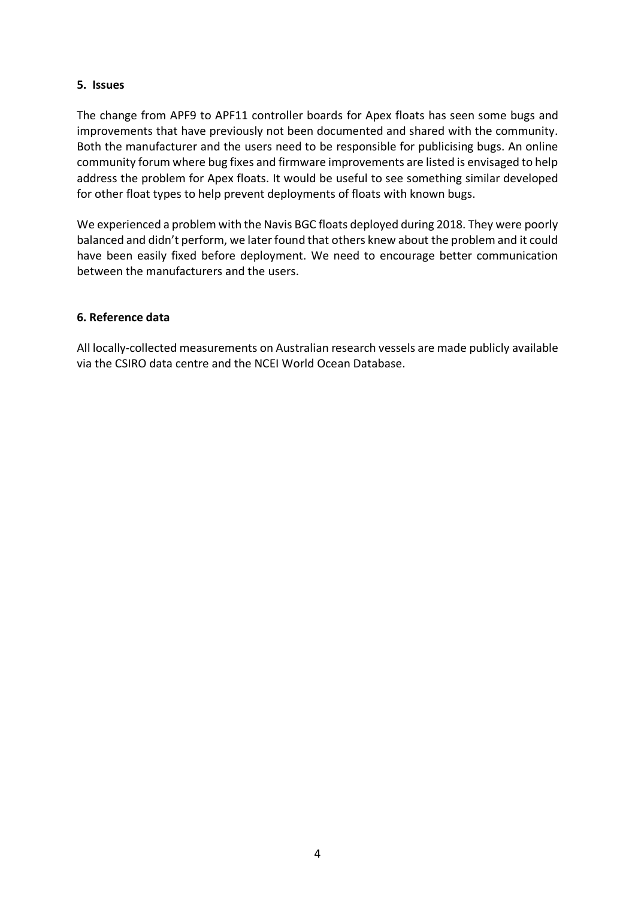## 5. Issues

The change from APF9 to APF11 controller boards for Apex floats has seen some bugs and improvements that have previously not been documented and shared with the community. Both the manufacturer and the users need to be responsible for publicising bugs. An online community forum where bug fixes and firmware improvements are listed is envisaged to help address the problem for Apex floats. It would be useful to see something similar developed for other float types to help prevent deployments of floats with known bugs.

We experienced a problem with the Navis BGC floats deployed during 2018. They were poorly balanced and didn't perform, we later found that others knew about the problem and it could have been easily fixed before deployment. We need to encourage better communication between the manufacturers and the users.

## 6. Reference data

All locally-collected measurements on Australian research vessels are made publicly available via the CSIRO data centre and the NCEI World Ocean Database.